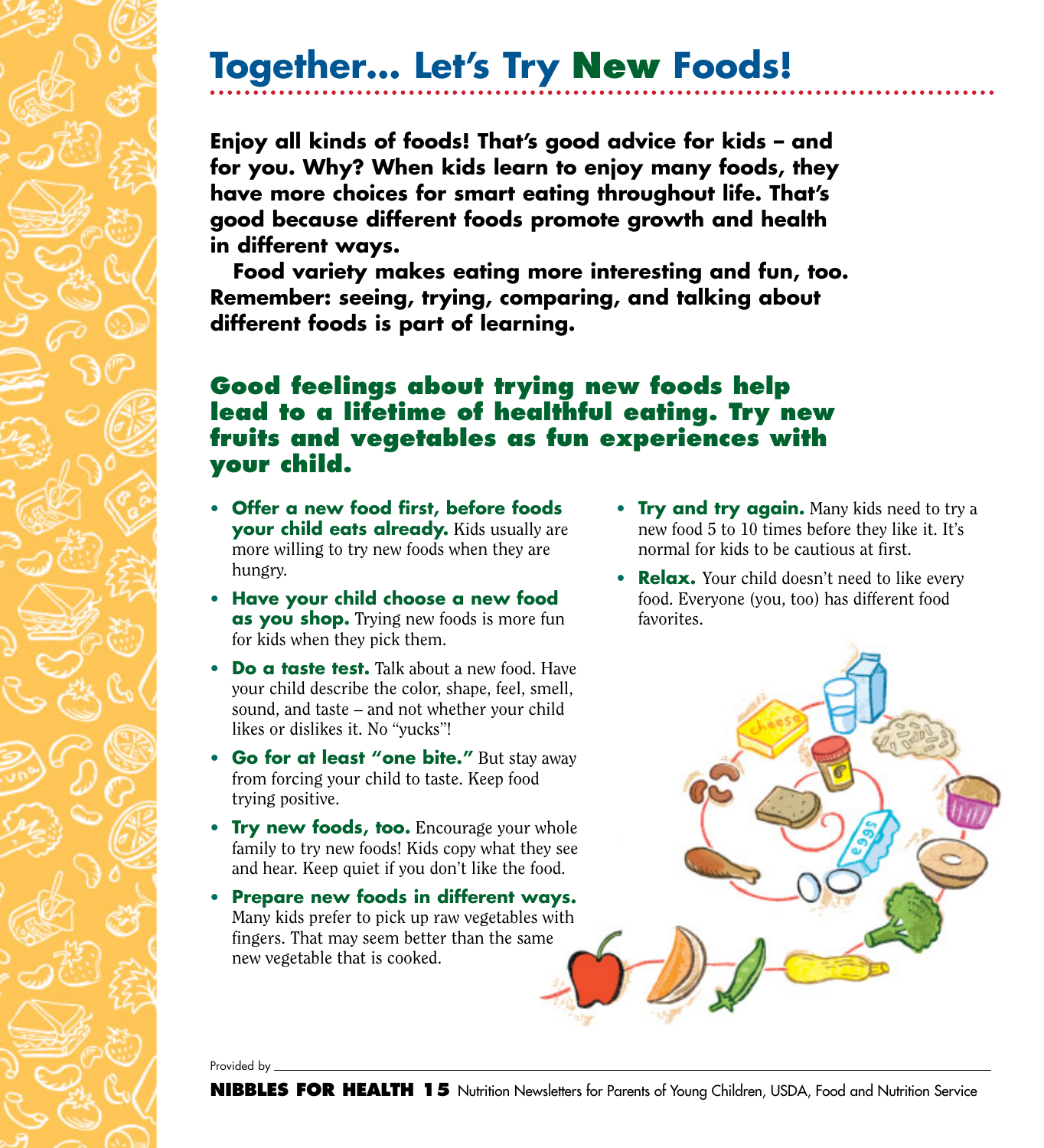# Together... Let's Try New Foods!

**Enjoy all kinds of foods! That's good advice for kids – and for you. Why? When kids learn to enjoy many foods, they have more choices for smart eating throughout life. That's good because different foods promote growth and health in different ways.**

**Food variety makes eating more interesting and fun, too. Remember: seeing, trying, comparing, and talking about different foods is part of learning.**

## Good feelings about trying new foods help lead to a lifetime of healthful eating. Try new fruits and vegetables as fun experiences with your child.

- **Offer a new food first, before foods your child eats already.** Kids usually are more willing to try new foods when they are hungry.
- **Have your child choose a new food as you shop.** Trying new foods is more fun for kids when they pick them.
- **Do a taste test.** Talk about a new food. Have your child describe the color, shape, feel, smell, sound, and taste – and not whether your child likes or dislikes it. No "yucks"!
- **Go for at least "one bite."** But stay away from forcing your child to taste. Keep food trying positive.
- **Try new foods, too.** Encourage your whole family to try new foods! Kids copy what they see and hear. Keep quiet if you don't like the food.
- **Prepare new foods in different ways.** Many kids prefer to pick up raw vegetables with fingers. That may seem better than the same new vegetable that is cooked.
- **Try and try again.** Many kids need to try a new food 5 to 10 times before they like it. It's normal for kids to be cautious at first.
- **Relax.** Your child doesn't need to like every food. Everyone (you, too) has different food favorites.

Provided by \_\_\_\_\_\_\_\_\_\_\_\_\_\_\_\_\_\_\_\_

**NIBBLES FOR HEALTH 15** Nutrition Newsletters for Parents of Young Children, USDA, Food and Nutrition Service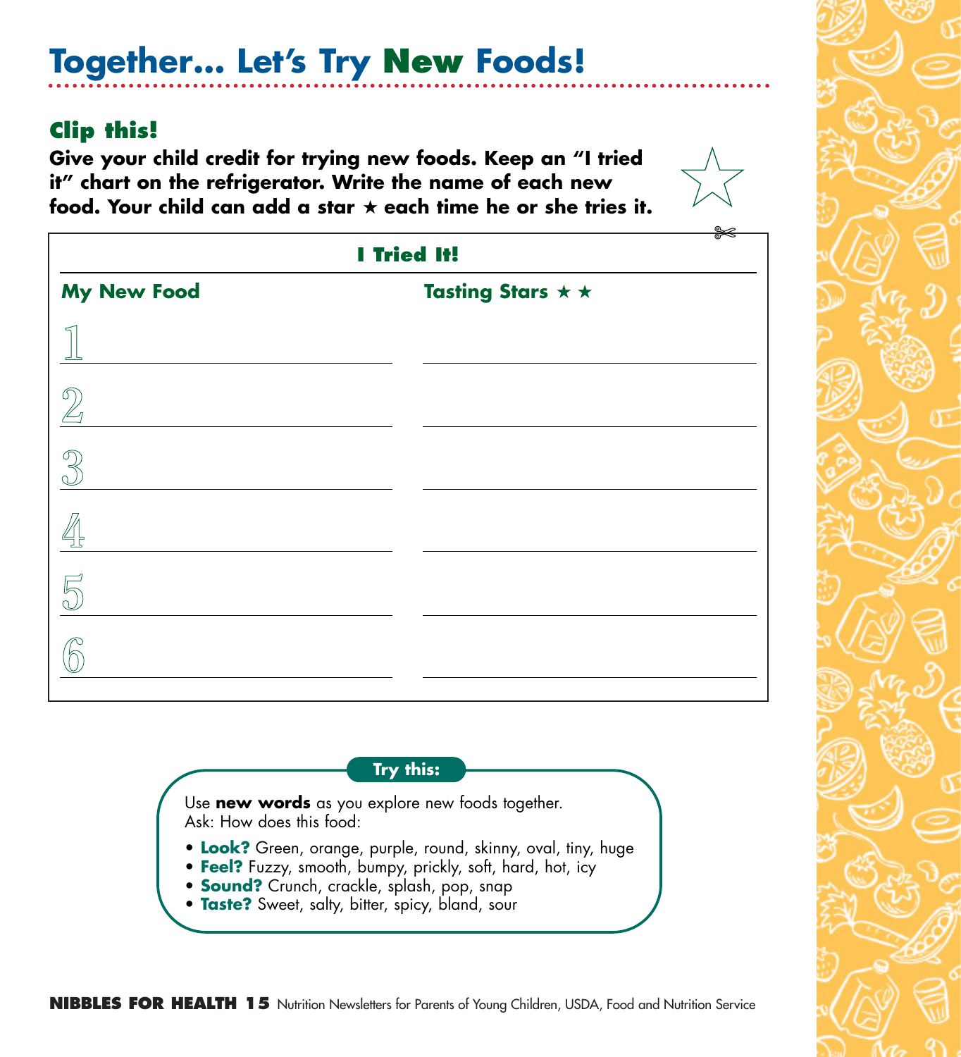# Together... Let's Try New Foods!

## Clip this!

**Give your child credit for trying new foods. Keep an "I tried it" chart on the refrigerator. Write the name of each new food. Your child can add a star ★ each time he or she tries it.**

### I Tried It!

| My New Food | Tasting Stars ★ ★ |
| --- | --- |
| 1 | |
| 2 | |
| 3 | |
| 4 | |
| 5 | |
| 6 | |

**Try this:**

Use **new words** as you explore new foods together.
Ask: How does this food:

- **Look?** Green, orange, purple, round, skinny, oval, tiny, huge
- **Feel?** Fuzzy, smooth, bumpy, prickly, soft, hard, hot, icy
- **Sound?** Crunch, crackle, splash, pop, snap
- **Taste?** Sweet, salty, bitter, spicy, bland, sour

**NIBBLES FOR HEALTH 15** Nutrition Newsletters for Parents of Young Children, USDA, Food and Nutrition Service